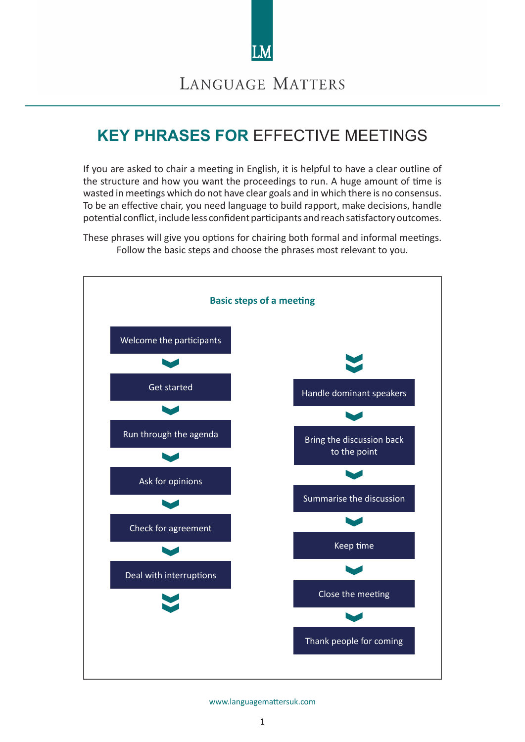# KEY PHRASES FOR EFFECTIVE MEETINGS

If you are asked to chair a meeting in English, it is helpful to have a clear outline of the structure and how you want the proceedings to run. A huge amount of time is wasted in meetings which do not have clear goals and in which there is no consensus. To be an effective chair, you need language to build rapport, make decisions, handle potential conflict, include less confident participants and reach satisfactory outcomes.

These phrases will give you options for chairing both formal and informal meetings. Follow the basic steps and choose the phrases most relevant to you.

## Basic steps of a meeting

1. Welcome the participants
2. Get started
3. Run through the agenda
4. Ask for opinions
5. Check for agreement
6. Deal with interruptions
7. Handle dominant speakers
8. Bring the discussion back to the point
9. Summarise the discussion
10. Keep time
11. Close the meeting
12. Thank people for coming

www.languagemattersuk.com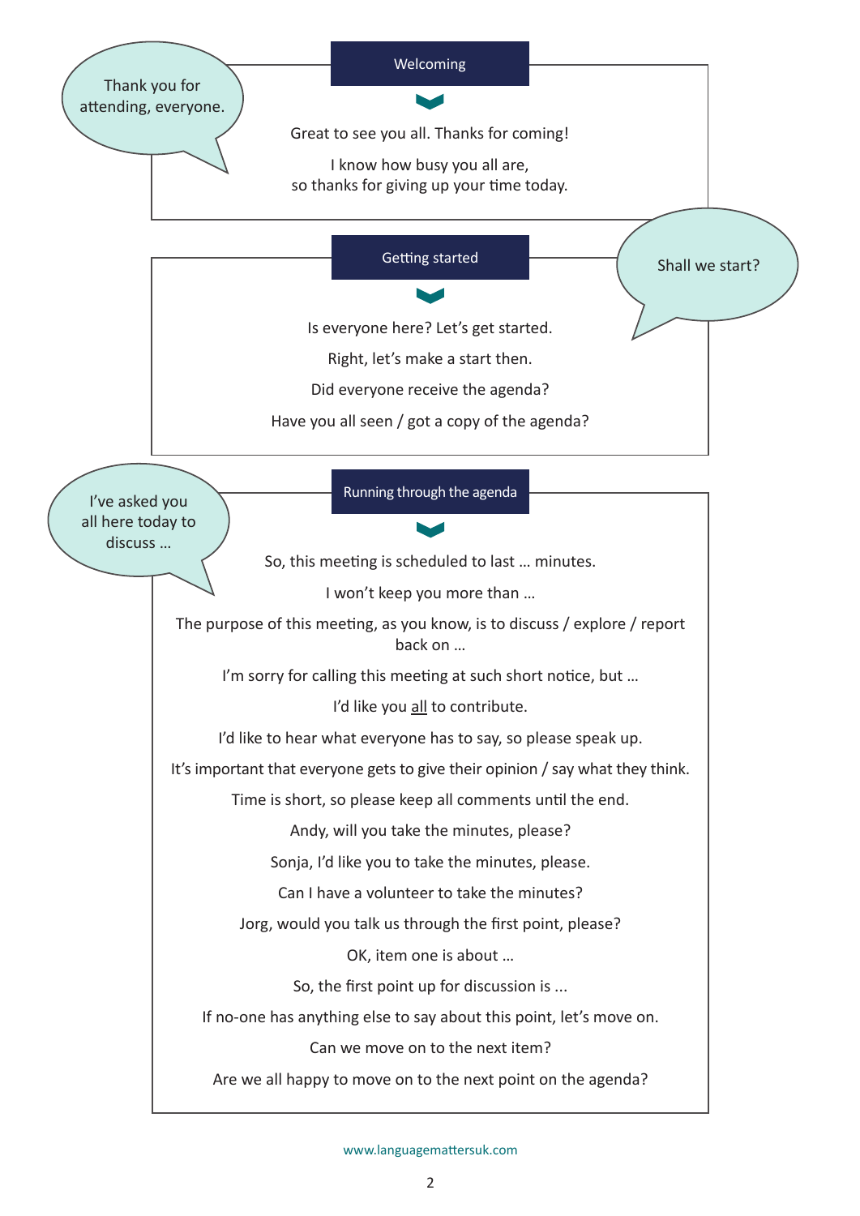## Welcoming

> Thank you for attending, everyone.

Great to see you all. Thanks for coming!

I know how busy you all are, so thanks for giving up your time today.

## Getting started

> Shall we start?

Is everyone here? Let's get started.

Right, let's make a start then.

Did everyone receive the agenda?

Have you all seen / got a copy of the agenda?

## Running through the agenda

> I've asked you all here today to discuss ...

So, this meeting is scheduled to last ... minutes.

I won't keep you more than ...

The purpose of this meeting, as you know, is to discuss / explore / report back on ...

I'm sorry for calling this meeting at such short notice, but ...

I'd like you <u>all</u> to contribute.

I'd like to hear what everyone has to say, so please speak up.

It's important that everyone gets to give their opinion / say what they think.

Time is short, so please keep all comments until the end.

Andy, will you take the minutes, please?

Sonja, I'd like you to take the minutes, please.

Can I have a volunteer to take the minutes?

Jorg, would you talk us through the first point, please?

OK, item one is about ...

So, the first point up for discussion is ...

If no-one has anything else to say about this point, let's move on.

Can we move on to the next item?

Are we all happy to move on to the next point on the agenda?

www.languagemattersuk.com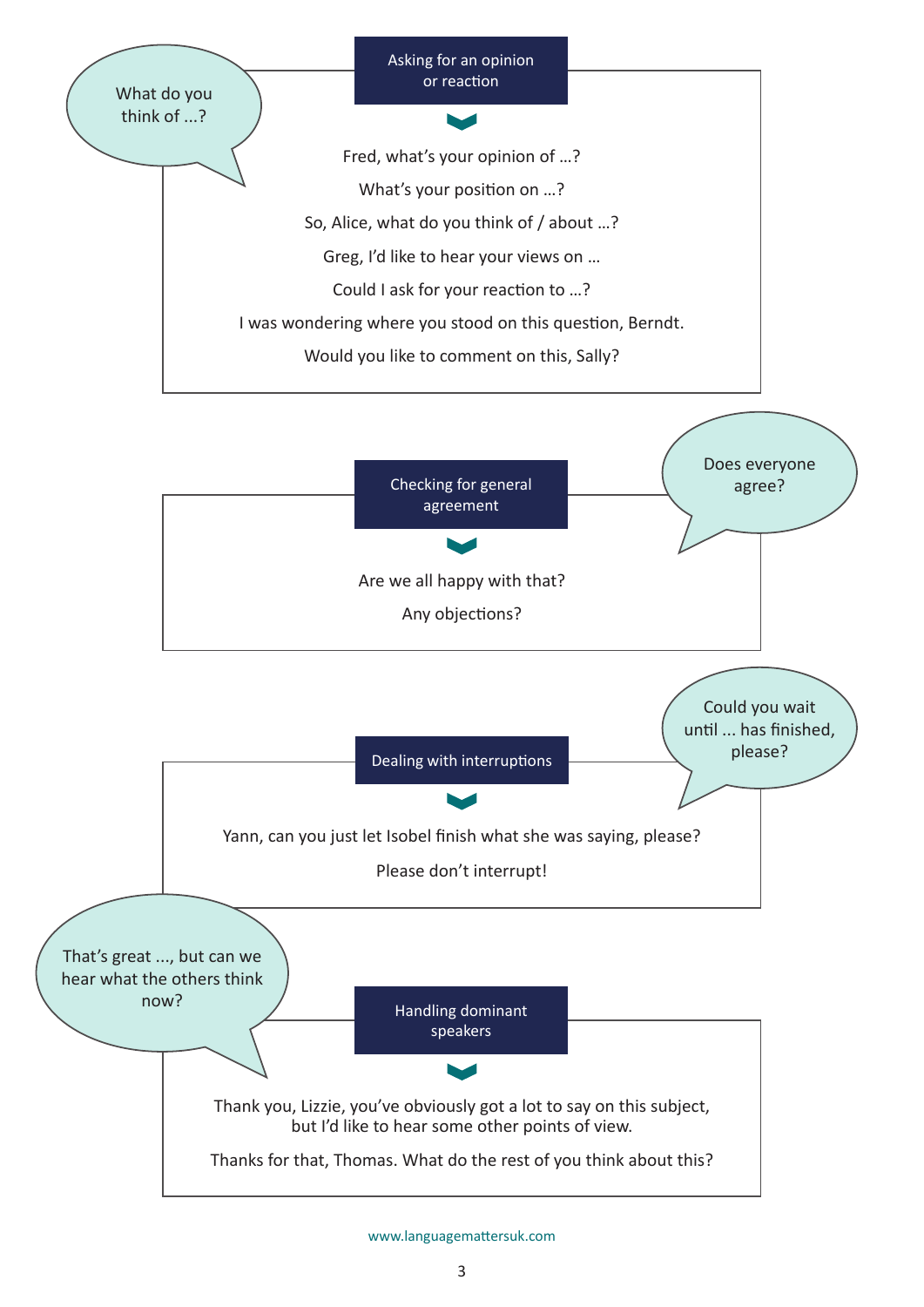## Asking for an opinion or reaction

*What do you think of …?*

Fred, what's your opinion of …?

What's your position on …?

So, Alice, what do you think of / about …?

Greg, I'd like to hear your views on …

Could I ask for your reaction to …?

I was wondering where you stood on this question, Berndt.

Would you like to comment on this, Sally?

## Checking for general agreement

*Does everyone agree?*

Are we all happy with that?

Any objections?

## Dealing with interruptions

*Could you wait until ... has finished, please?*

Yann, can you just let Isobel finish what she was saying, please?

Please don't interrupt!

## Handling dominant speakers

*That's great ..., but can we hear what the others think now?*

Thank you, Lizzie, you've obviously got a lot to say on this subject, but I'd like to hear some other points of view.

Thanks for that, Thomas. What do the rest of you think about this?

www.languagemattersuk.com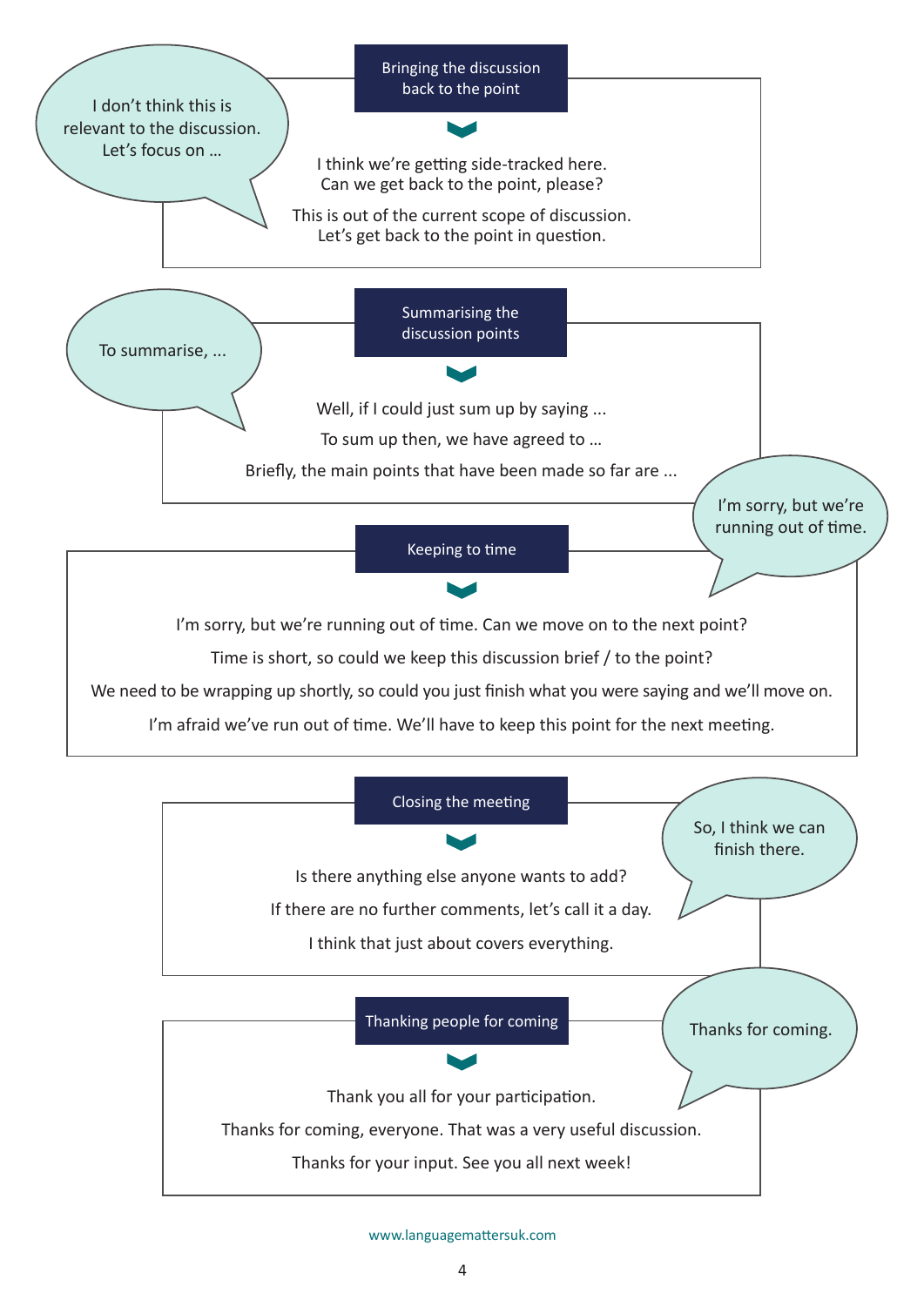## Bringing the discussion back to the point

> I don't think this is relevant to the discussion. Let's focus on ...

I think we're getting side-tracked here. Can we get back to the point, please?

This is out of the current scope of discussion. Let's get back to the point in question.

## Summarising the discussion points

> To summarise, ...

Well, if I could just sum up by saying ...

To sum up then, we have agreed to ...

Briefly, the main points that have been made so far are ...

## Keeping to time

> I'm sorry, but we're running out of time.

I'm sorry, but we're running out of time. Can we move on to the next point?

Time is short, so could we keep this discussion brief / to the point?

We need to be wrapping up shortly, so could you just finish what you were saying and we'll move on.

I'm afraid we've run out of time. We'll have to keep this point for the next meeting.

## Closing the meeting

> So, I think we can finish there.

Is there anything else anyone wants to add?

If there are no further comments, let's call it a day.

I think that just about covers everything.

## Thanking people for coming

> Thanks for coming.

Thank you all for your participation.

Thanks for coming, everyone. That was a very useful discussion.

Thanks for your input. See you all next week!

www.languagemattersuk.com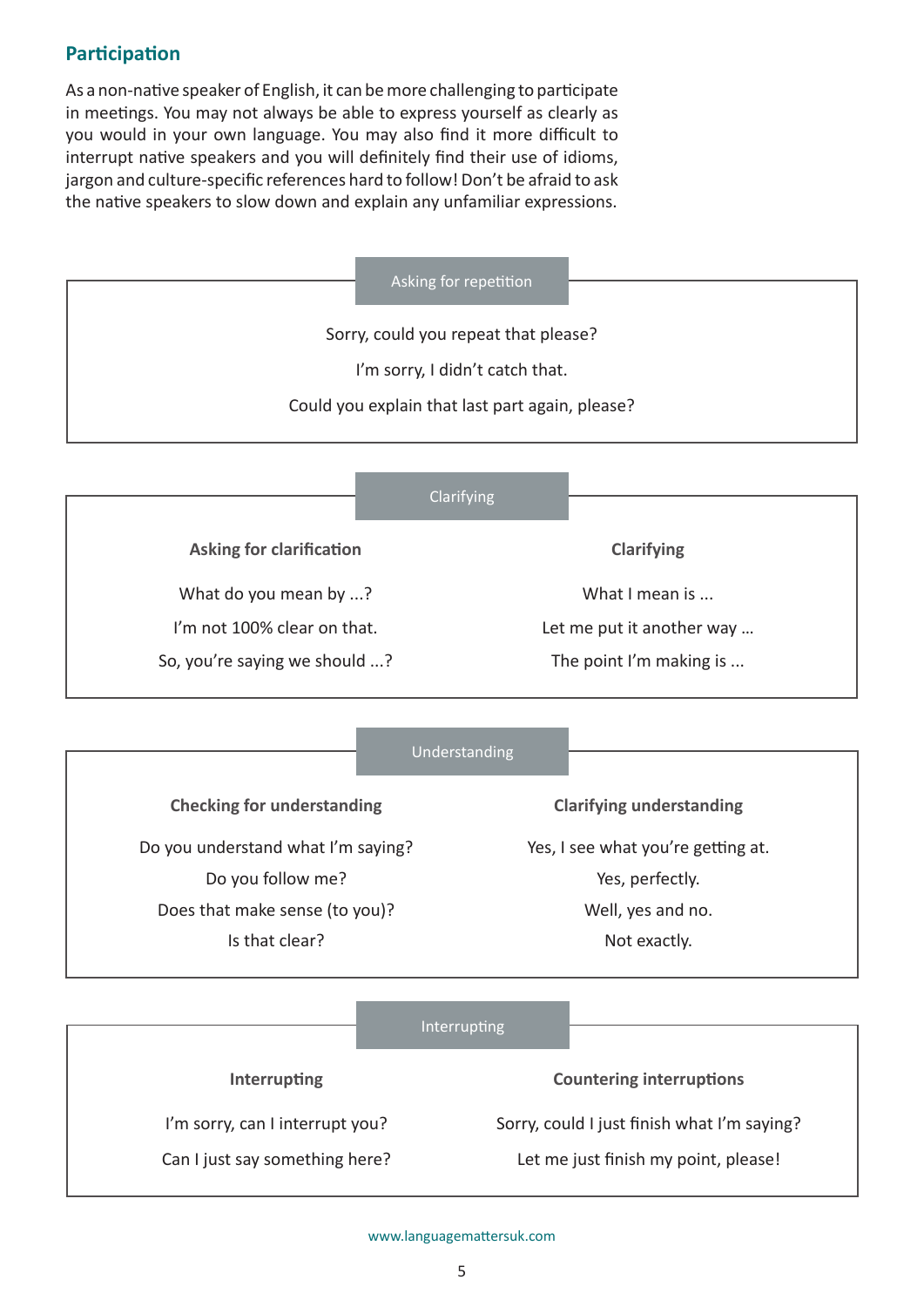## Participation

As a non-native speaker of English, it can be more challenging to participate in meetings. You may not always be able to express yourself as clearly as you would in your own language. You may also find it more difficult to interrupt native speakers and you will definitely find their use of idioms, jargon and culture-specific references hard to follow! Don't be afraid to ask the native speakers to slow down and explain any unfamiliar expressions.

### Asking for repetition

Sorry, could you repeat that please?

I'm sorry, I didn't catch that.

Could you explain that last part again, please?

### Clarifying

| Asking for clarification | Clarifying |
|---|---|
| What do you mean by ...? | What I mean is ... |
| I'm not 100% clear on that. | Let me put it another way ... |
| So, you're saying we should ...? | The point I'm making is ... |

### Understanding

| Checking for understanding | Clarifying understanding |
|---|---|
| Do you understand what I'm saying? | Yes, I see what you're getting at. |
| Do you follow me? | Yes, perfectly. |
| Does that make sense (to you)? | Well, yes and no. |
| Is that clear? | Not exactly. |

### Interrupting

| Interrupting | Countering interruptions |
|---|---|
| I'm sorry, can I interrupt you? | Sorry, could I just finish what I'm saying? |
| Can I just say something here? | Let me just finish my point, please! |

www.languagemattersuk.com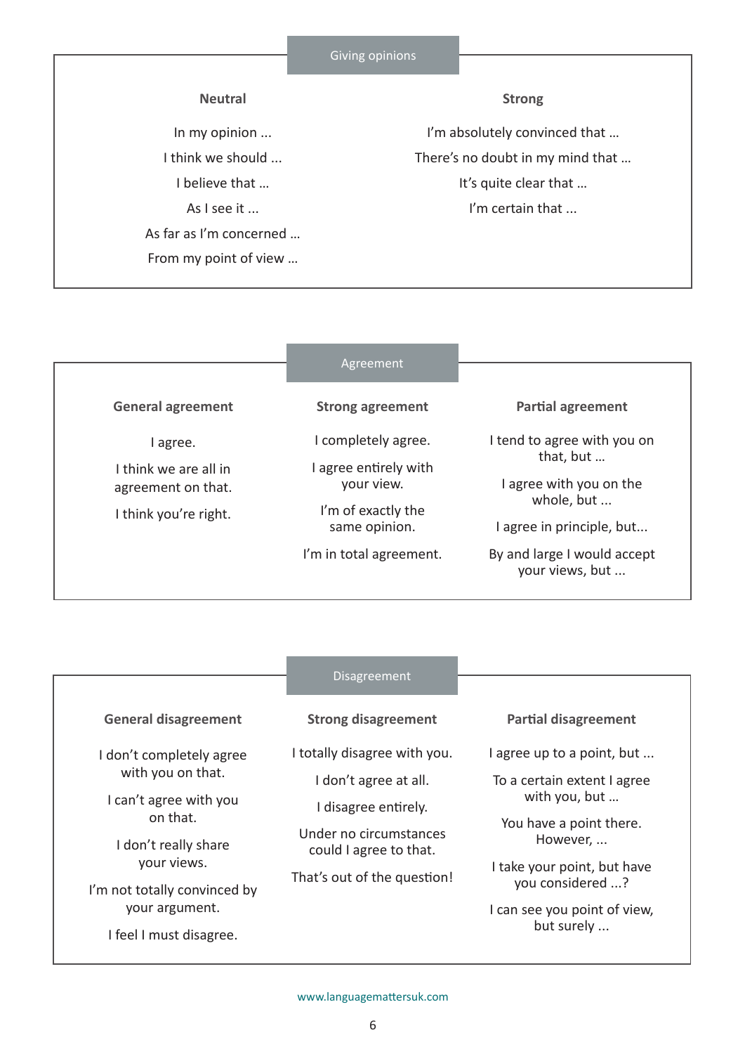## Giving opinions

### Neutral

In my opinion ...

I think we should ...

I believe that …

As I see it ...

As far as I'm concerned …

From my point of view …

### Strong

I'm absolutely convinced that …

There's no doubt in my mind that …

It's quite clear that …

I'm certain that ...

## Agreement

### General agreement

I agree.

I think we are all in agreement on that.

I think you're right.

### Strong agreement

I completely agree.

I agree entirely with your view.

I'm of exactly the same opinion.

I'm in total agreement.

### Partial agreement

I tend to agree with you on that, but …

I agree with you on the whole, but ...

I agree in principle, but...

By and large I would accept your views, but ...

## Disagreement

### General disagreement

I don't completely agree with you on that.

I can't agree with you on that.

I don't really share your views.

I'm not totally convinced by your argument.

I feel I must disagree.

### Strong disagreement

I totally disagree with you.

I don't agree at all.

I disagree entirely.

Under no circumstances could I agree to that.

That's out of the question!

### Partial disagreement

I agree up to a point, but ...

To a certain extent I agree with you, but …

You have a point there. However, ...

I take your point, but have you considered ...?

I can see you point of view, but surely ...

www.languagemattersuk.com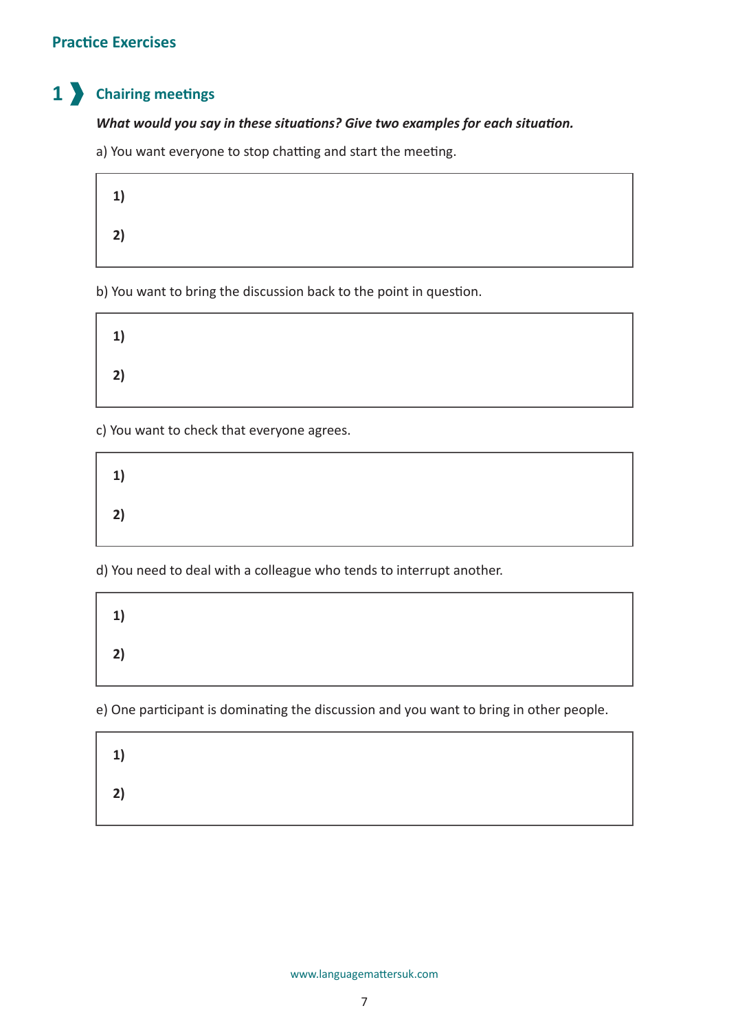## Practice Exercises

### 1 Chairing meetings

***What would you say in these situations? Give two examples for each situation.***

a) You want everyone to stop chatting and start the meeting.

**1)**

**2)**

b) You want to bring the discussion back to the point in question.

**1)**

**2)**

c) You want to check that everyone agrees.

**1)**

**2)**

d) You need to deal with a colleague who tends to interrupt another.

**1)**

**2)**

e) One participant is dominating the discussion and you want to bring in other people.

**1)**

**2)**

www.languagemattersuk.com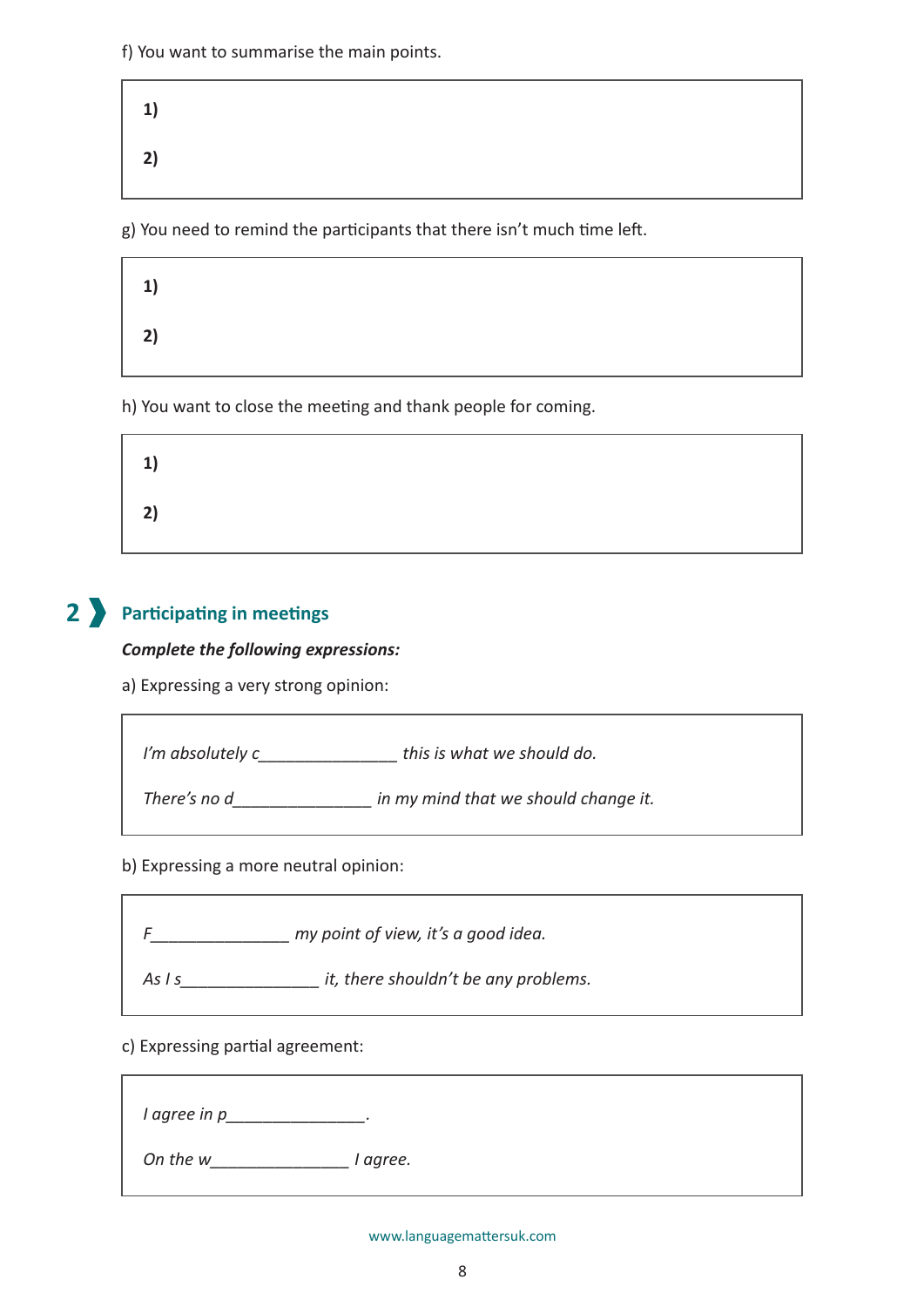f) You want to summarise the main points.

1)

2)

g) You need to remind the participants that there isn't much time left.

1)

2)

h) You want to close the meeting and thank people for coming.

1)

2)

## 2 Participating in meetings

***Complete the following expressions:***

a) Expressing a very strong opinion:

*I'm absolutely c_______________ this is what we should do.*

*There's no d_______________ in my mind that we should change it.*

b) Expressing a more neutral opinion:

*F_______________ my point of view, it's a good idea.*

*As I s_______________ it, there shouldn't be any problems.*

c) Expressing partial agreement:

*I agree in p_______________.*

*On the w_______________ I agree.*

www.languagemattersuk.com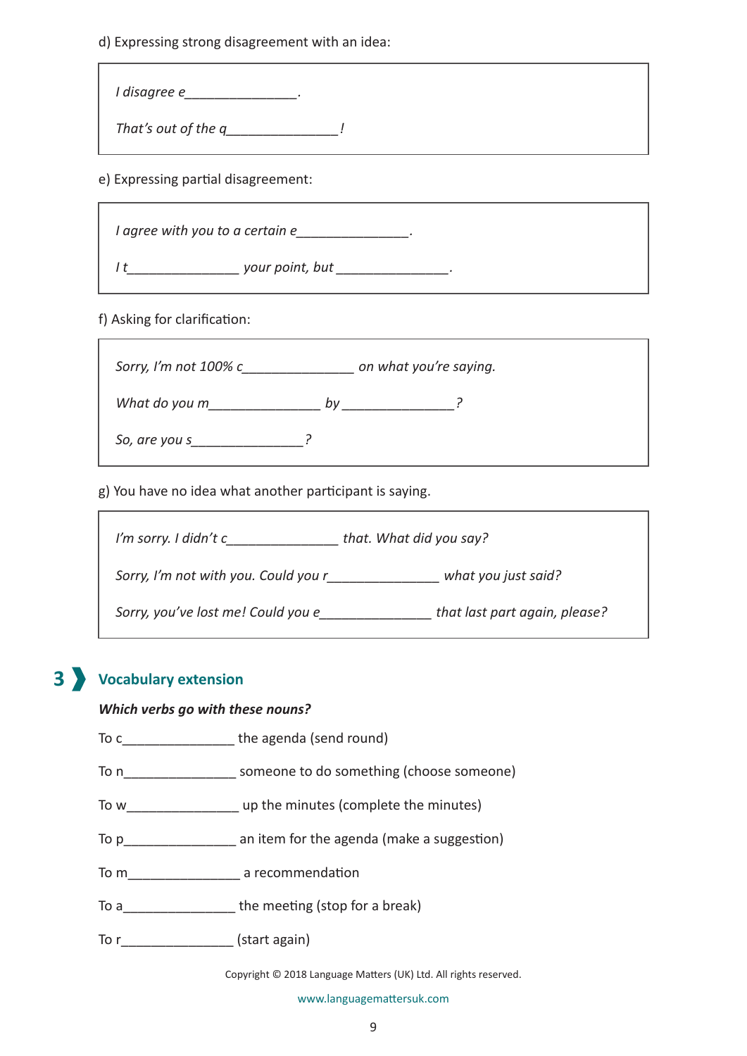d) Expressing strong disagreement with an idea:

*I disagree e_______________.*

*That's out of the q_______________!*

e) Expressing partial disagreement:

*I agree with you to a certain e_______________.*

*I t_______________ your point, but _______________.*

f) Asking for clarification:

*Sorry, I'm not 100% c_______________ on what you're saying.*

*What do you m_______________ by _______________?*

*So, are you s_______________?*

g) You have no idea what another participant is saying.

*I'm sorry. I didn't c_______________ that. What did you say?*

*Sorry, I'm not with you. Could you r_______________ what you just said?*

*Sorry, you've lost me! Could you e_______________ that last part again, please?*

## 3 Vocabulary extension

***Which verbs go with these nouns?***

To c_______________ the agenda (send round)

To n_______________ someone to do something (choose someone)

To w_______________ up the minutes (complete the minutes)

To p_______________ an item for the agenda (make a suggestion)

To m_______________ a recommendation

To a_______________ the meeting (stop for a break)

To r_______________ (start again)

Copyright © 2018 Language Matters (UK) Ltd. All rights reserved.

www.languagemattersuk.com